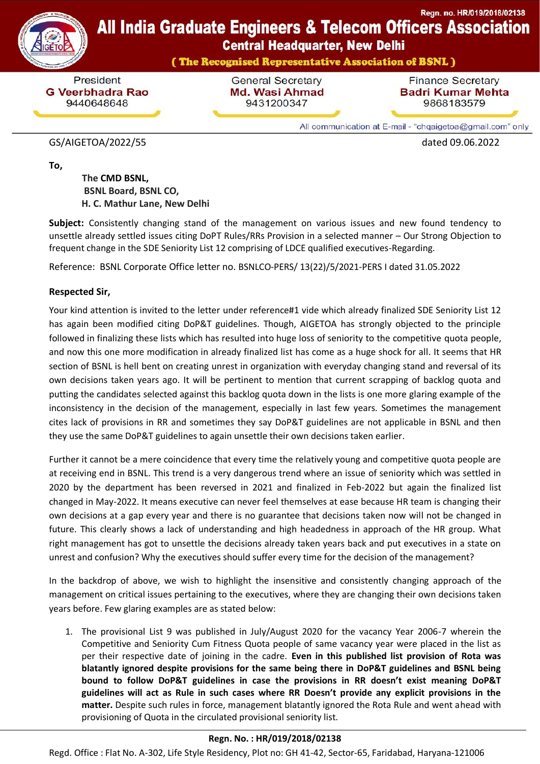Regn. no. HR/019/2018/02138

# All India Graduate Engineers & Telecom Officers Association

## Central Headquarter, New Delhi

**( The Recognised Representative Association of BSNL )**

| President | General Secretary | Finance Secretary |
|---|---|---|
| **G Veerbhadra Rao** | **Md. Wasi Ahmad** | **Badri Kumar Mehta** |
| 9440648648 | 9431200347 | 9868183579 |

All communication at E-mail - "chqaigetoa@gmail.com" only

GS/AIGETOA/2022/55 dated 09.06.2022

**To,**

**The CMD BSNL,**
**BSNL Board, BSNL CO,**
**H. C. Mathur Lane, New Delhi**

**Subject:** Consistently changing stand of the management on various issues and new found tendency to unsettle already settled issues citing DoPT Rules/RRs Provision in a selected manner – Our Strong Objection to frequent change in the SDE Seniority List 12 comprising of LDCE qualified executives-Regarding.

Reference: BSNL Corporate Office letter no. BSNLCO-PERS/ 13(22)/5/2021-PERS I dated 31.05.2022

**Respected Sir,**

Your kind attention is invited to the letter under reference#1 vide which already finalized SDE Seniority List 12 has again been modified citing DoP&T guidelines. Though, AIGETOA has strongly objected to the principle followed in finalizing these lists which has resulted into huge loss of seniority to the competitive quota people, and now this one more modification in already finalized list has come as a huge shock for all. It seems that HR section of BSNL is hell bent on creating unrest in organization with everyday changing stand and reversal of its own decisions taken years ago. It will be pertinent to mention that current scrapping of backlog quota and putting the candidates selected against this backlog quota down in the lists is one more glaring example of the inconsistency in the decision of the management, especially in last few years. Sometimes the management cites lack of provisions in RR and sometimes they say DoP&T guidelines are not applicable in BSNL and then they use the same DoP&T guidelines to again unsettle their own decisions taken earlier.

Further it cannot be a mere coincidence that every time the relatively young and competitive quota people are at receiving end in BSNL. This trend is a very dangerous trend where an issue of seniority which was settled in 2020 by the department has been reversed in 2021 and finalized in Feb-2022 but again the finalized list changed in May-2022. It means executive can never feel themselves at ease because HR team is changing their own decisions at a gap every year and there is no guarantee that decisions taken now will not be changed in future. This clearly shows a lack of understanding and high headedness in approach of the HR group. What right management has got to unsettle the decisions already taken years back and put executives in a state on unrest and confusion? Why the executives should suffer every time for the decision of the management?

In the backdrop of above, we wish to highlight the insensitive and consistently changing approach of the management on critical issues pertaining to the executives, where they are changing their own decisions taken years before. Few glaring examples are as stated below:

1. The provisional List 9 was published in July/August 2020 for the vacancy Year 2006-7 wherein the Competitive and Seniority Cum Fitness Quota people of same vacancy year were placed in the list as per their respective date of joining in the cadre. **Even in this published list provision of Rota was blatantly ignored despite provisions for the same being there in DoP&T guidelines and BSNL being bound to follow DoP&T guidelines in case the provisions in RR doesn't exist meaning DoP&T guidelines will act as Rule in such cases where RR Doesn't provide any explicit provisions in the matter.** Despite such rules in force, management blatantly ignored the Rota Rule and went ahead with provisioning of Quota in the circulated provisional seniority list.

**Regn. No. : HR/019/2018/02138**

Regd. Office : Flat No. A-302, Life Style Residency, Plot no: GH 41-42, Sector-65, Faridabad, Haryana-121006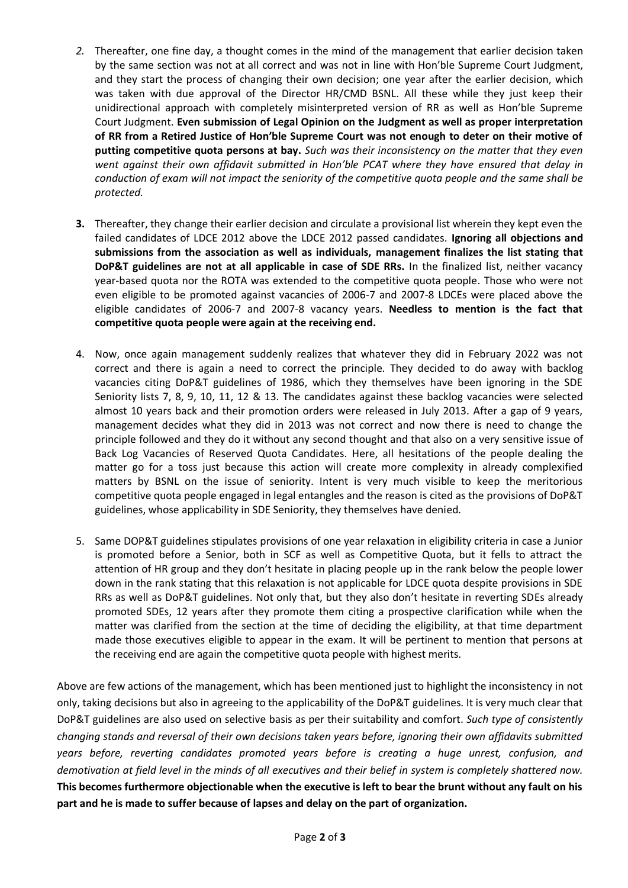2. Thereafter, one fine day, a thought comes in the mind of the management that earlier decision taken by the same section was not at all correct and was not in line with Hon'ble Supreme Court Judgment, and they start the process of changing their own decision; one year after the earlier decision, which was taken with due approval of the Director HR/CMD BSNL. All these while they just keep their unidirectional approach with completely misinterpreted version of RR as well as Hon'ble Supreme Court Judgment. **Even submission of Legal Opinion on the Judgment as well as proper interpretation of RR from a Retired Justice of Hon'ble Supreme Court was not enough to deter on their motive of putting competitive quota persons at bay.** *Such was their inconsistency on the matter that they even went against their own affidavit submitted in Hon'ble PCAT where they have ensured that delay in conduction of exam will not impact the seniority of the competitive quota people and the same shall be protected.*

3. Thereafter, they change their earlier decision and circulate a provisional list wherein they kept even the failed candidates of LDCE 2012 above the LDCE 2012 passed candidates. **Ignoring all objections and submissions from the association as well as individuals, management finalizes the list stating that DoP&T guidelines are not at all applicable in case of SDE RRs.** In the finalized list, neither vacancy year-based quota nor the ROTA was extended to the competitive quota people. Those who were not even eligible to be promoted against vacancies of 2006-7 and 2007-8 LDCEs were placed above the eligible candidates of 2006-7 and 2007-8 vacancy years. **Needless to mention is the fact that competitive quota people were again at the receiving end.**

4. Now, once again management suddenly realizes that whatever they did in February 2022 was not correct and there is again a need to correct the principle. They decided to do away with backlog vacancies citing DoP&T guidelines of 1986, which they themselves have been ignoring in the SDE Seniority lists 7, 8, 9, 10, 11, 12 & 13. The candidates against these backlog vacancies were selected almost 10 years back and their promotion orders were released in July 2013. After a gap of 9 years, management decides what they did in 2013 was not correct and now there is need to change the principle followed and they do it without any second thought and that also on a very sensitive issue of Back Log Vacancies of Reserved Quota Candidates. Here, all hesitations of the people dealing the matter go for a toss just because this action will create more complexity in already complexified matters by BSNL on the issue of seniority. Intent is very much visible to keep the meritorious competitive quota people engaged in legal entangles and the reason is cited as the provisions of DoP&T guidelines, whose applicability in SDE Seniority, they themselves have denied.

5. Same DOP&T guidelines stipulates provisions of one year relaxation in eligibility criteria in case a Junior is promoted before a Senior, both in SCF as well as Competitive Quota, but it fells to attract the attention of HR group and they don't hesitate in placing people up in the rank below the people lower down in the rank stating that this relaxation is not applicable for LDCE quota despite provisions in SDE RRs as well as DoP&T guidelines. Not only that, but they also don't hesitate in reverting SDEs already promoted SDEs, 12 years after they promote them citing a prospective clarification while when the matter was clarified from the section at the time of deciding the eligibility, at that time department made those executives eligible to appear in the exam. It will be pertinent to mention that persons at the receiving end are again the competitive quota people with highest merits.

Above are few actions of the management, which has been mentioned just to highlight the inconsistency in not only, taking decisions but also in agreeing to the applicability of the DoP&T guidelines. It is very much clear that DoP&T guidelines are also used on selective basis as per their suitability and comfort. *Such type of consistently changing stands and reversal of their own decisions taken years before, ignoring their own affidavits submitted years before, reverting candidates promoted years before is creating a huge unrest, confusion, and demotivation at field level in the minds of all executives and their belief in system is completely shattered now.* **This becomes furthermore objectionable when the executive is left to bear the brunt without any fault on his part and he is made to suffer because of lapses and delay on the part of organization.**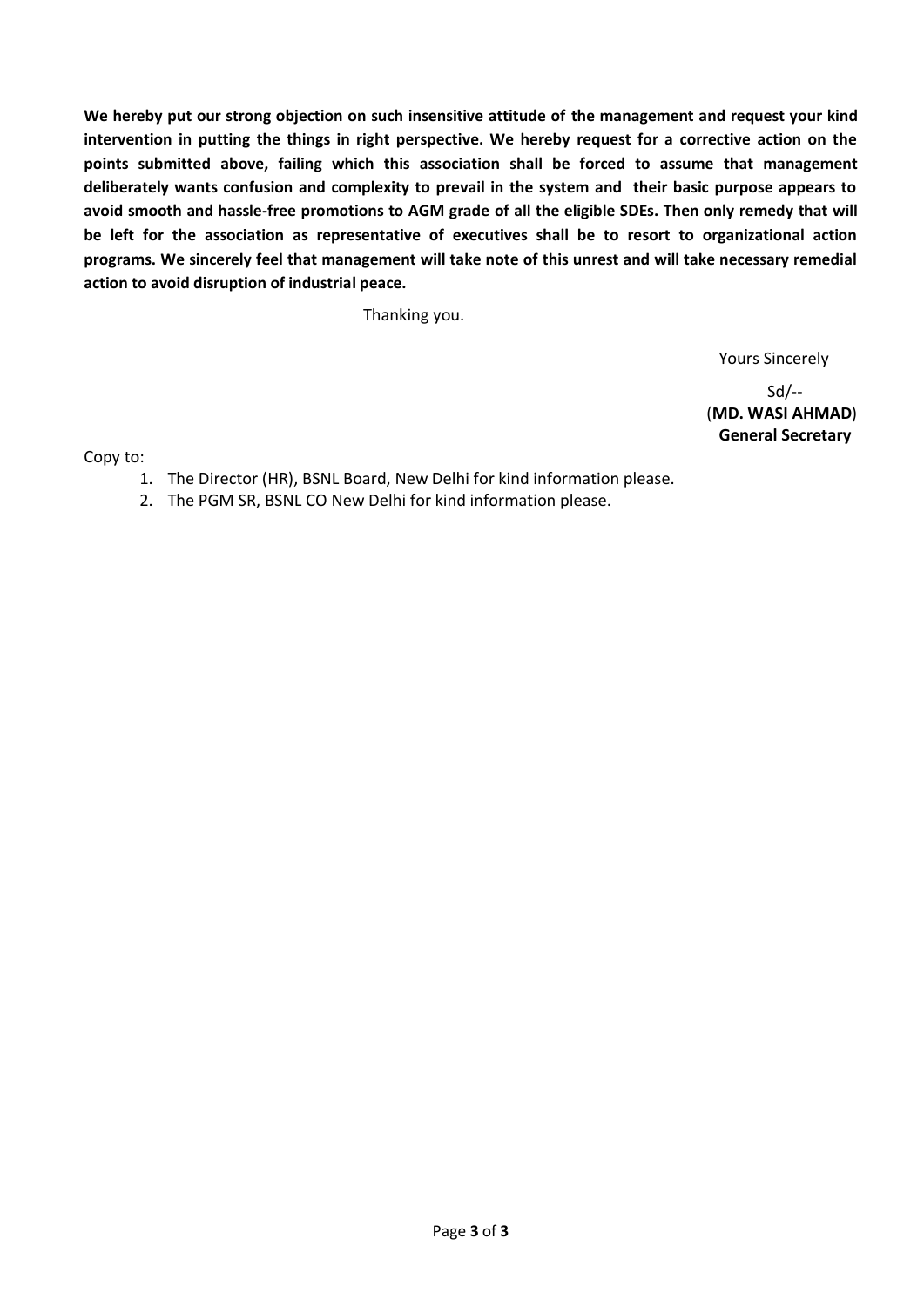**We hereby put our strong objection on such insensitive attitude of the management and request your kind intervention in putting the things in right perspective. We hereby request for a corrective action on the points submitted above, failing which this association shall be forced to assume that management deliberately wants confusion and complexity to prevail in the system and their basic purpose appears to avoid smooth and hassle-free promotions to AGM grade of all the eligible SDEs. Then only remedy that will be left for the association as representative of executives shall be to resort to organizational action programs. We sincerely feel that management will take note of this unrest and will take necessary remedial action to avoid disruption of industrial peace.**

Thanking you.

Yours Sincerely

Sd/--

(**MD. WASI AHMAD**)

**General Secretary**

Copy to:

1. The Director (HR), BSNL Board, New Delhi for kind information please.
2. The PGM SR, BSNL CO New Delhi for kind information please.